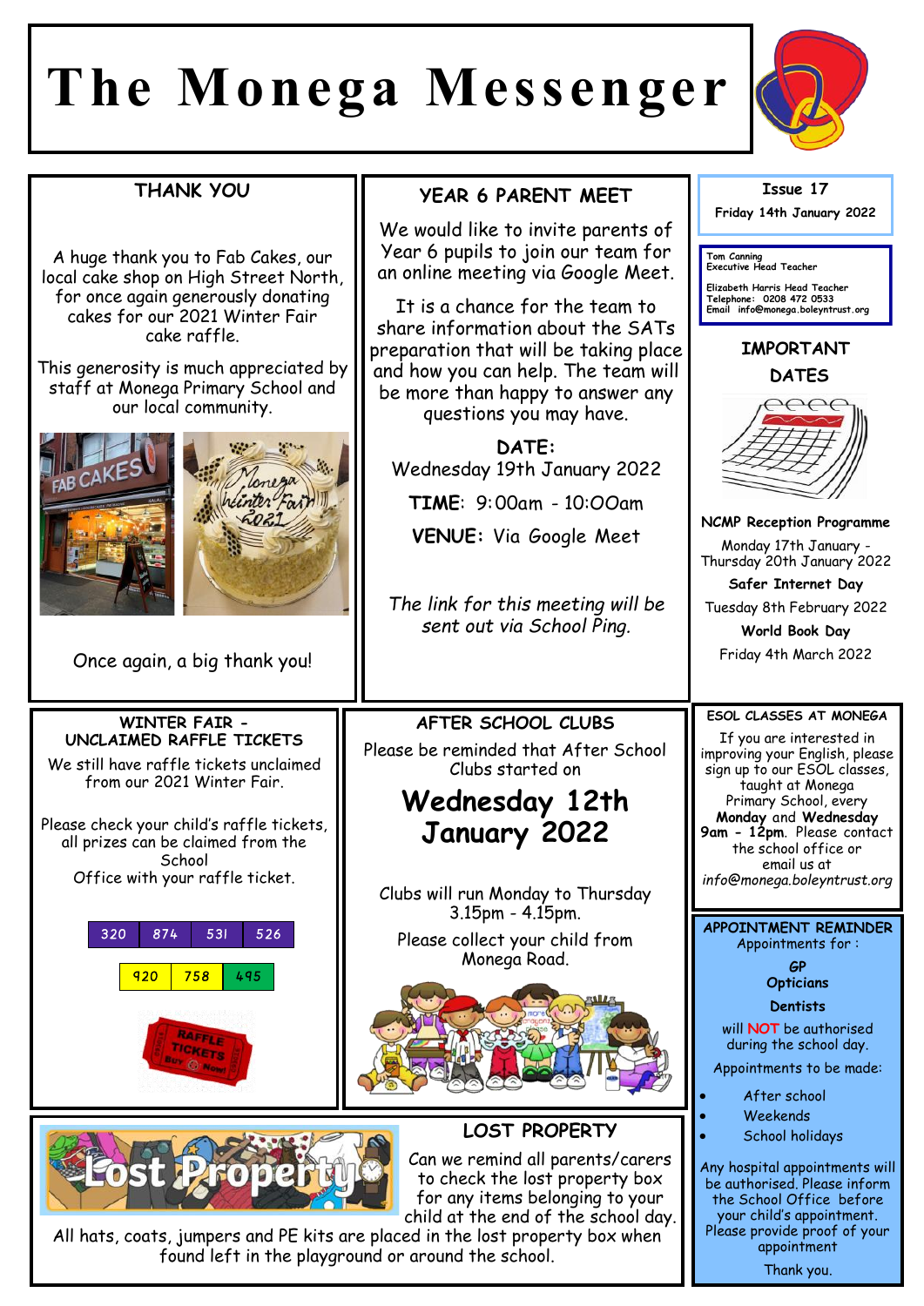# The Monega Messenger

Issue 17

Friday 14th January 2022

Tom Canning
Executive Head Teacher

Elizabeth Harris Head Teacher
Telephone: 0208 472 0533
Email info@monega.boleyntrust.org

## THANK YOU

A huge thank you to Fab Cakes, our local cake shop on High Street North, for once again generously donating cakes for our 2021 Winter Fair cake raffle.

This generosity is much appreciated by staff at Monega Primary School and our local community.

Once again, a big thank you!

## YEAR 6 PARENT MEET

We would like to invite parents of Year 6 pupils to join our team for an online meeting via Google Meet.

It is a chance for the team to share information about the SATs preparation that will be taking place and how you can help. The team will be more than happy to answer any questions you may have.

**DATE:**
Wednesday 19th January 2022

**TIME**: 9:00am - 10:00am

**VENUE:** Via Google Meet

*The link for this meeting will be sent out via School Ping.*

## IMPORTANT DATES

**NCMP Reception Programme**

Monday 17th January - Thursday 20th January 2022

**Safer Internet Day**

Tuesday 8th February 2022

**World Book Day**

Friday 4th March 2022

## WINTER FAIR - UNCLAIMED RAFFLE TICKETS

We still have raffle tickets unclaimed from our 2021 Winter Fair.

Please check your child's raffle tickets, all prizes can be claimed from the School Office with your raffle ticket.

| 320 | 874 | 531 | 526 |
|---|---|---|---|
| 920 | 758 | 495 | |

## AFTER SCHOOL CLUBS

Please be reminded that After School Clubs started on

**Wednesday 12th January 2022**

Clubs will run Monday to Thursday 3.15pm - 4.15pm.

Please collect your child from Monega Road.

## ESOL CLASSES AT MONEGA

If you are interested in improving your English, please sign up to our ESOL classes, taught at Monega Primary School, every **Monday** and **Wednesday** **9am - 12pm**. Please contact the school office or email us at *info@monega.boleyntrust.org*

## APPOINTMENT REMINDER

Appointments for :

**GP**
**Opticians**
**Dentists**

will **NOT** be authorised during the school day.

Appointments to be made:

- After school
- Weekends
- School holidays

Any hospital appointments will be authorised. Please inform the School Office before your child's appointment. Please provide proof of your appointment

Thank you.

## LOST PROPERTY

Can we remind all parents/carers to check the lost property box for any items belonging to your child at the end of the school day. All hats, coats, jumpers and PE kits are placed in the lost property box when found left in the playground or around the school.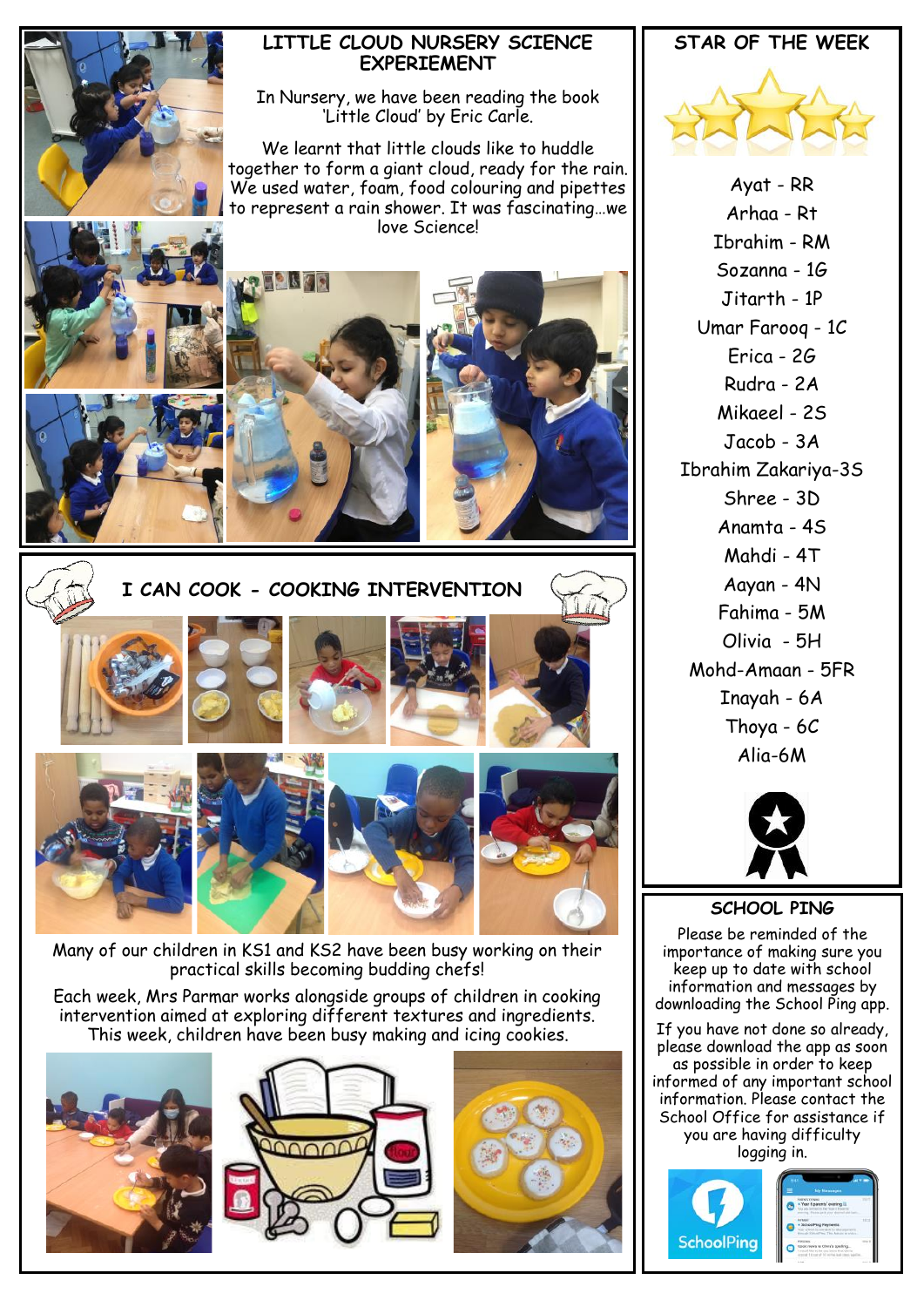## LITTLE CLOUD NURSERY SCIENCE EXPERIEMENT

In Nursery, we have been reading the book 'Little Cloud' by Eric Carle.

We learnt that little clouds like to huddle together to form a giant cloud, ready for the rain. We used water, foam, food colouring and pipettes to represent a rain shower. It was fascinating…we love Science!

## I CAN COOK - COOKING INTERVENTION

Many of our children in KS1 and KS2 have been busy working on their practical skills becoming budding chefs!

Each week, Mrs Parmar works alongside groups of children in cooking intervention aimed at exploring different textures and ingredients. This week, children have been busy making and icing cookies.

## STAR OF THE WEEK

Ayat - RR
Arhaa - Rt
Ibrahim - RM
Sozanna - 1G
Jitarth - 1P
Umar Farooq - 1C
Erica - 2G
Rudra - 2A
Mikaeel - 2S
Jacob - 3A
Ibrahim Zakariya-3S
Shree - 3D
Anamta - 4S
Mahdi - 4T
Aayan - 4N
Fahima - 5M
Olivia - 5H
Mohd-Amaan - 5FR
Inayah - 6A
Thoya - 6C
Alia-6M

## SCHOOL PING

Please be reminded of the importance of making sure you keep up to date with school information and messages by downloading the School Ping app.

If you have not done so already, please download the app as soon as possible in order to keep informed of any important school information. Please contact the School Office for assistance if you are having difficulty logging in.